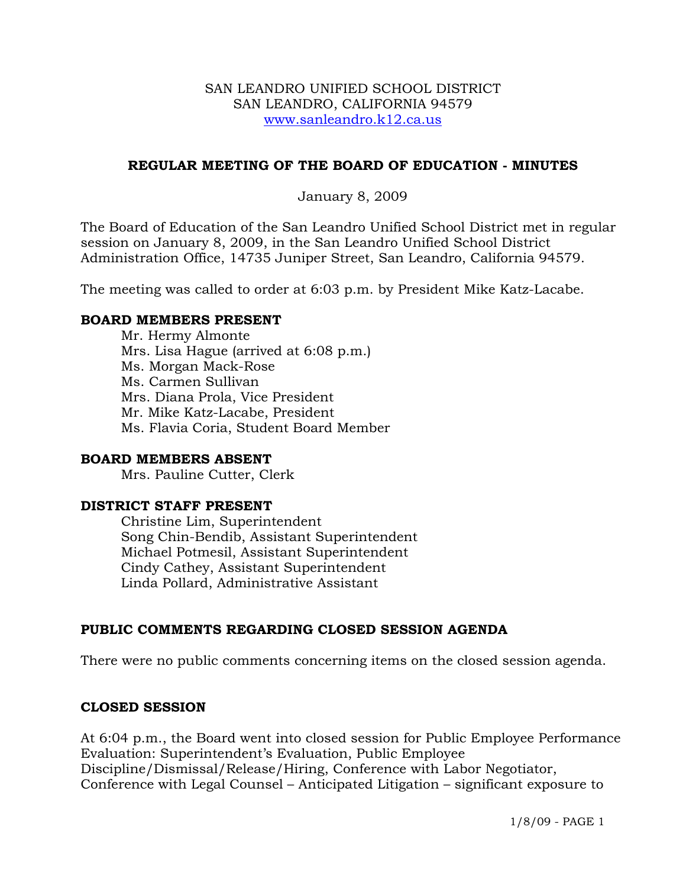SAN LEANDRO UNIFIED SCHOOL DISTRICT
SAN LEANDRO, CALIFORNIA 94579
www.sanleandro.k12.ca.us

## REGULAR MEETING OF THE BOARD OF EDUCATION - MINUTES

January 8, 2009

The Board of Education of the San Leandro Unified School District met in regular session on January 8, 2009, in the San Leandro Unified School District Administration Office, 14735 Juniper Street, San Leandro, California 94579.

The meeting was called to order at 6:03 p.m. by President Mike Katz-Lacabe.

### BOARD MEMBERS PRESENT

Mr. Hermy Almonte
Mrs. Lisa Hague (arrived at 6:08 p.m.)
Ms. Morgan Mack-Rose
Ms. Carmen Sullivan
Mrs. Diana Prola, Vice President
Mr. Mike Katz-Lacabe, President
Ms. Flavia Coria, Student Board Member

### BOARD MEMBERS ABSENT

Mrs. Pauline Cutter, Clerk

### DISTRICT STAFF PRESENT

Christine Lim, Superintendent
Song Chin-Bendib, Assistant Superintendent
Michael Potmesil, Assistant Superintendent
Cindy Cathey, Assistant Superintendent
Linda Pollard, Administrative Assistant

### PUBLIC COMMENTS REGARDING CLOSED SESSION AGENDA

There were no public comments concerning items on the closed session agenda.

### CLOSED SESSION

At 6:04 p.m., the Board went into closed session for Public Employee Performance Evaluation: Superintendent's Evaluation, Public Employee Discipline/Dismissal/Release/Hiring, Conference with Labor Negotiator, Conference with Legal Counsel – Anticipated Litigation – significant exposure to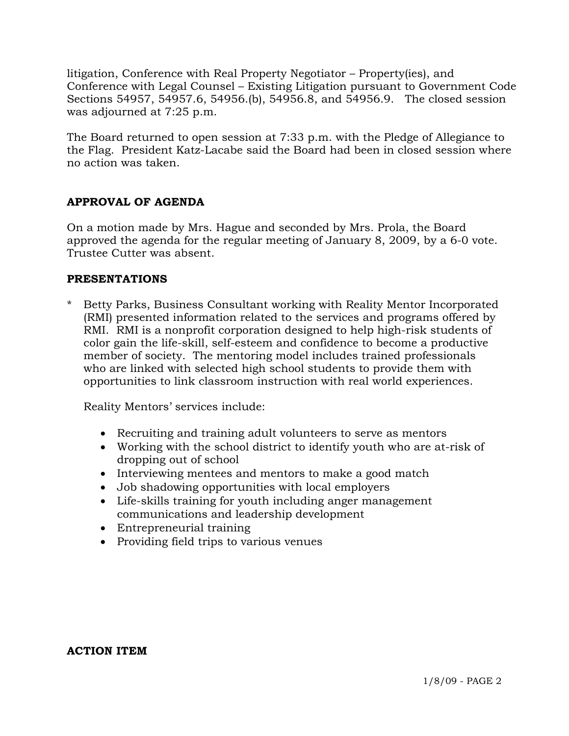litigation, Conference with Real Property Negotiator – Property(ies), and Conference with Legal Counsel – Existing Litigation pursuant to Government Code Sections 54957, 54957.6, 54956.(b), 54956.8, and 54956.9. The closed session was adjourned at 7:25 p.m.

The Board returned to open session at 7:33 p.m. with the Pledge of Allegiance to the Flag. President Katz-Lacabe said the Board had been in closed session where no action was taken.

**APPROVAL OF AGENDA**

On a motion made by Mrs. Hague and seconded by Mrs. Prola, the Board approved the agenda for the regular meeting of January 8, 2009, by a 6-0 vote. Trustee Cutter was absent.

**PRESENTATIONS**

\* Betty Parks, Business Consultant working with Reality Mentor Incorporated (RMI) presented information related to the services and programs offered by RMI. RMI is a nonprofit corporation designed to help high-risk students of color gain the life-skill, self-esteem and confidence to become a productive member of society. The mentoring model includes trained professionals who are linked with selected high school students to provide them with opportunities to link classroom instruction with real world experiences.

  Reality Mentors' services include:

  - Recruiting and training adult volunteers to serve as mentors
  - Working with the school district to identify youth who are at-risk of dropping out of school
  - Interviewing mentees and mentors to make a good match
  - Job shadowing opportunities with local employers
  - Life-skills training for youth including anger management communications and leadership development
  - Entrepreneurial training
  - Providing field trips to various venues

**ACTION ITEM**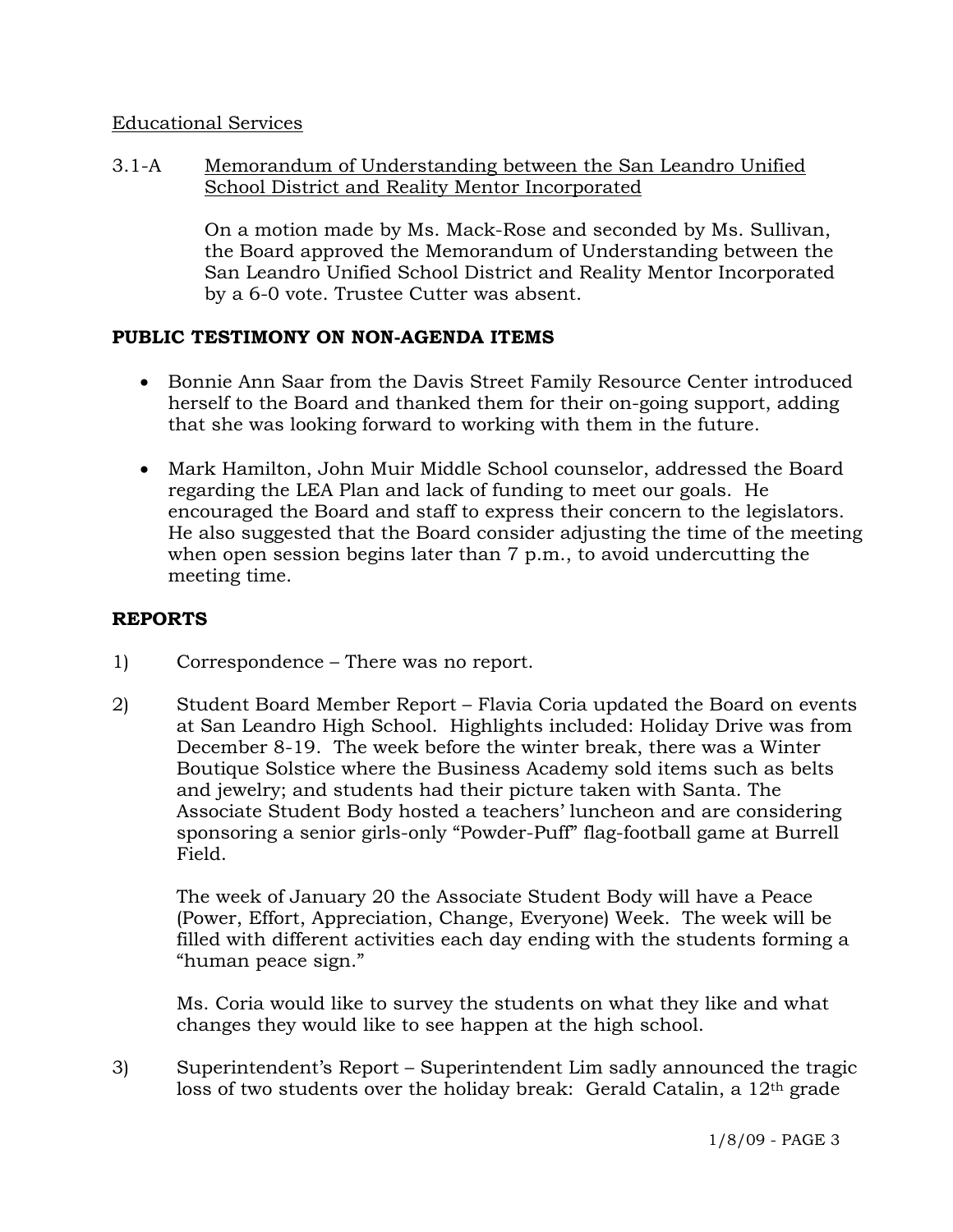Educational Services

3.1-A Memorandum of Understanding between the San Leandro Unified School District and Reality Mentor Incorporated

On a motion made by Ms. Mack-Rose and seconded by Ms. Sullivan, the Board approved the Memorandum of Understanding between the San Leandro Unified School District and Reality Mentor Incorporated by a 6-0 vote. Trustee Cutter was absent.

**PUBLIC TESTIMONY ON NON-AGENDA ITEMS**

- Bonnie Ann Saar from the Davis Street Family Resource Center introduced herself to the Board and thanked them for their on-going support, adding that she was looking forward to working with them in the future.
- Mark Hamilton, John Muir Middle School counselor, addressed the Board regarding the LEA Plan and lack of funding to meet our goals. He encouraged the Board and staff to express their concern to the legislators. He also suggested that the Board consider adjusting the time of the meeting when open session begins later than 7 p.m., to avoid undercutting the meeting time.

**REPORTS**

1) Correspondence – There was no report.

2) Student Board Member Report – Flavia Coria updated the Board on events at San Leandro High School. Highlights included: Holiday Drive was from December 8-19. The week before the winter break, there was a Winter Boutique Solstice where the Business Academy sold items such as belts and jewelry; and students had their picture taken with Santa. The Associate Student Body hosted a teachers' luncheon and are considering sponsoring a senior girls-only "Powder-Puff" flag-football game at Burrell Field.

   The week of January 20 the Associate Student Body will have a Peace (Power, Effort, Appreciation, Change, Everyone) Week. The week will be filled with different activities each day ending with the students forming a "human peace sign."

   Ms. Coria would like to survey the students on what they like and what changes they would like to see happen at the high school.

3) Superintendent's Report – Superintendent Lim sadly announced the tragic loss of two students over the holiday break: Gerald Catalin, a 12th grade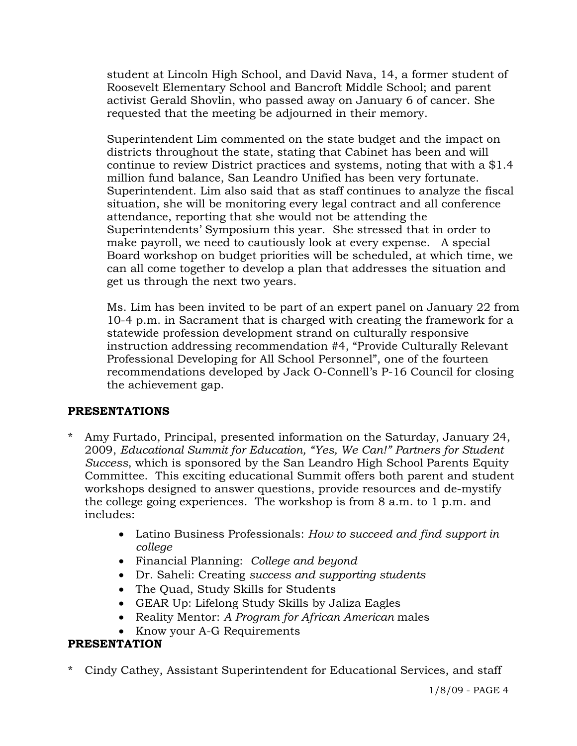student at Lincoln High School, and David Nava, 14, a former student of Roosevelt Elementary School and Bancroft Middle School; and parent activist Gerald Shovlin, who passed away on January 6 of cancer. She requested that the meeting be adjourned in their memory.

Superintendent Lim commented on the state budget and the impact on districts throughout the state, stating that Cabinet has been and will continue to review District practices and systems, noting that with a $1.4 million fund balance, San Leandro Unified has been very fortunate. Superintendent. Lim also said that as staff continues to analyze the fiscal situation, she will be monitoring every legal contract and all conference attendance, reporting that she would not be attending the Superintendents' Symposium this year. She stressed that in order to make payroll, we need to cautiously look at every expense. A special Board workshop on budget priorities will be scheduled, at which time, we can all come together to develop a plan that addresses the situation and get us through the next two years.

Ms. Lim has been invited to be part of an expert panel on January 22 from 10-4 p.m. in Sacrament that is charged with creating the framework for a statewide profession development strand on culturally responsive instruction addressing recommendation #4, "Provide Culturally Relevant Professional Developing for All School Personnel", one of the fourteen recommendations developed by Jack O-Connell's P-16 Council for closing the achievement gap.

**PRESENTATIONS**

* Amy Furtado, Principal, presented information on the Saturday, January 24, 2009, *Educational Summit for Education, "Yes, We Can!" Partners for Student Success*, which is sponsored by the San Leandro High School Parents Equity Committee. This exciting educational Summit offers both parent and student workshops designed to answer questions, provide resources and de-mystify the college going experiences. The workshop is from 8 a.m. to 1 p.m. and includes:

  - Latino Business Professionals: *How to succeed and find support in college*
  - Financial Planning: *College and beyond*
  - Dr. Saheli: Creating *success and supporting students*
  - The Quad, Study Skills for Students
  - GEAR Up: Lifelong Study Skills by Jaliza Eagles
  - Reality Mentor: *A Program for African American* males
  - Know your A-G Requirements

**PRESENTATION**

* Cindy Cathey, Assistant Superintendent for Educational Services, and staff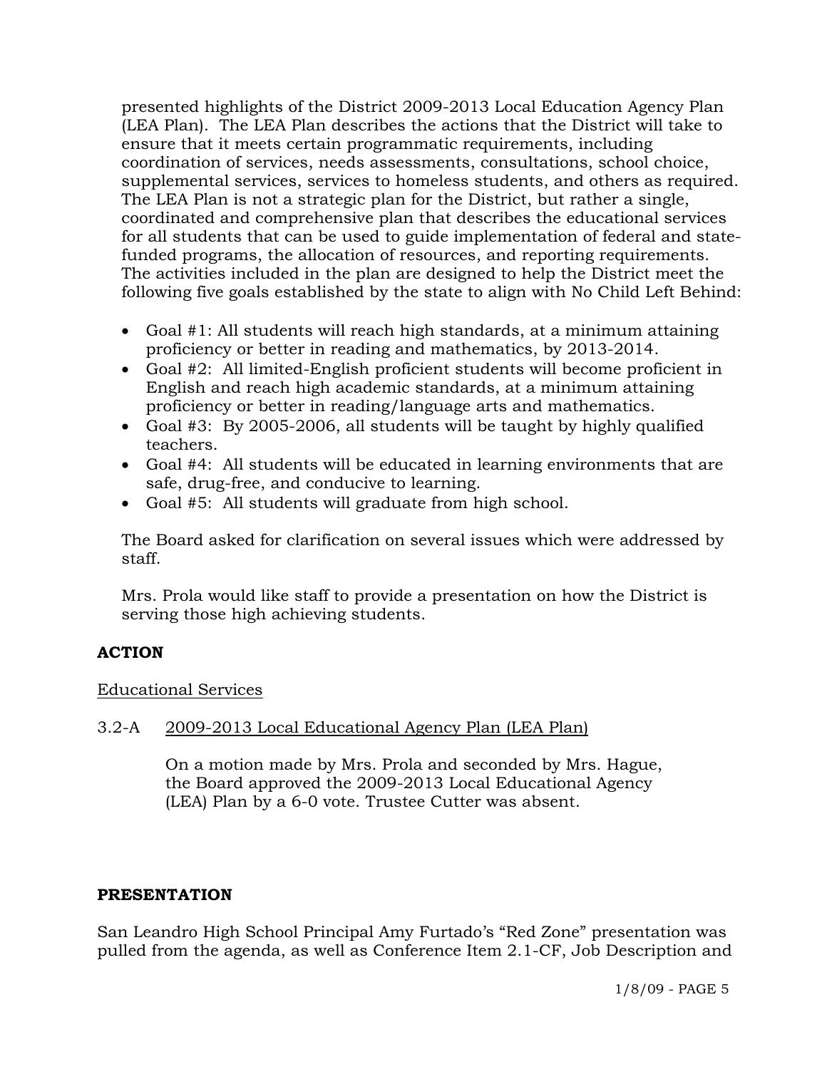presented highlights of the District 2009-2013 Local Education Agency Plan (LEA Plan). The LEA Plan describes the actions that the District will take to ensure that it meets certain programmatic requirements, including coordination of services, needs assessments, consultations, school choice, supplemental services, services to homeless students, and others as required. The LEA Plan is not a strategic plan for the District, but rather a single, coordinated and comprehensive plan that describes the educational services for all students that can be used to guide implementation of federal and state-funded programs, the allocation of resources, and reporting requirements. The activities included in the plan are designed to help the District meet the following five goals established by the state to align with No Child Left Behind:

- Goal #1: All students will reach high standards, at a minimum attaining proficiency or better in reading and mathematics, by 2013-2014.
- Goal #2: All limited-English proficient students will become proficient in English and reach high academic standards, at a minimum attaining proficiency or better in reading/language arts and mathematics.
- Goal #3: By 2005-2006, all students will be taught by highly qualified teachers.
- Goal #4: All students will be educated in learning environments that are safe, drug-free, and conducive to learning.
- Goal #5: All students will graduate from high school.

The Board asked for clarification on several issues which were addressed by staff.

Mrs. Prola would like staff to provide a presentation on how the District is serving those high achieving students.

**ACTION**

Educational Services

3.2-A 2009-2013 Local Educational Agency Plan (LEA Plan)

On a motion made by Mrs. Prola and seconded by Mrs. Hague, the Board approved the 2009-2013 Local Educational Agency (LEA) Plan by a 6-0 vote. Trustee Cutter was absent.

**PRESENTATION**

San Leandro High School Principal Amy Furtado's "Red Zone" presentation was pulled from the agenda, as well as Conference Item 2.1-CF, Job Description and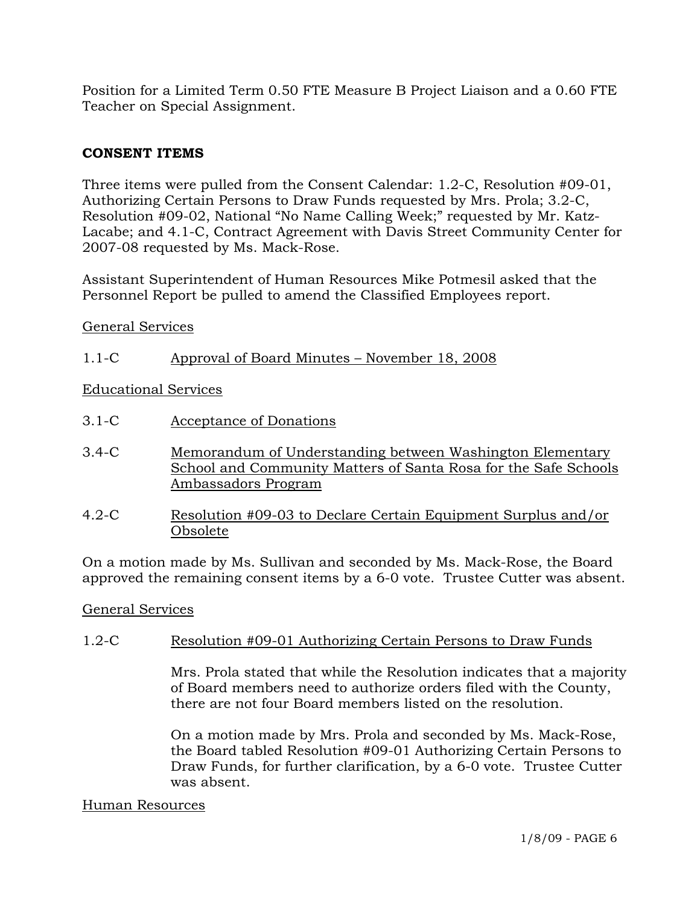Position for a Limited Term 0.50 FTE Measure B Project Liaison and a 0.60 FTE Teacher on Special Assignment.

**CONSENT ITEMS**

Three items were pulled from the Consent Calendar: 1.2-C, Resolution #09-01, Authorizing Certain Persons to Draw Funds requested by Mrs. Prola; 3.2-C, Resolution #09-02, National "No Name Calling Week;" requested by Mr. Katz-Lacabe; and 4.1-C, Contract Agreement with Davis Street Community Center for 2007-08 requested by Ms. Mack-Rose.

Assistant Superintendent of Human Resources Mike Potmesil asked that the Personnel Report be pulled to amend the Classified Employees report.

<u>General Services</u>

1.1-C <u>Approval of Board Minutes – November 18, 2008</u>

<u>Educational Services</u>

3.1-C <u>Acceptance of Donations</u>

3.4-C <u>Memorandum of Understanding between Washington Elementary School and Community Matters of Santa Rosa for the Safe Schools Ambassadors Program</u>

4.2-C <u>Resolution #09-03 to Declare Certain Equipment Surplus and/or Obsolete</u>

On a motion made by Ms. Sullivan and seconded by Ms. Mack-Rose, the Board approved the remaining consent items by a 6-0 vote. Trustee Cutter was absent.

<u>General Services</u>

1.2-C <u>Resolution #09-01 Authorizing Certain Persons to Draw Funds</u>

Mrs. Prola stated that while the Resolution indicates that a majority of Board members need to authorize orders filed with the County, there are not four Board members listed on the resolution.

On a motion made by Mrs. Prola and seconded by Ms. Mack-Rose, the Board tabled Resolution #09-01 Authorizing Certain Persons to Draw Funds, for further clarification, by a 6-0 vote. Trustee Cutter was absent.

<u>Human Resources</u>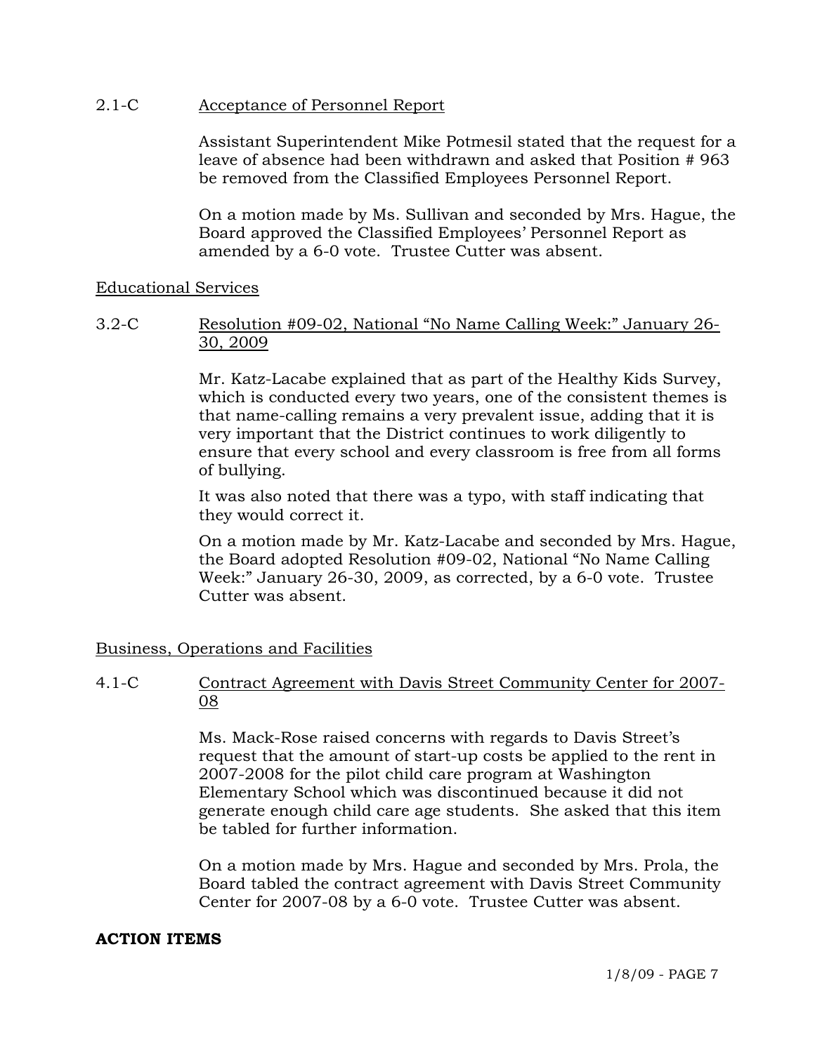2.1-C Acceptance of Personnel Report

Assistant Superintendent Mike Potmesil stated that the request for a leave of absence had been withdrawn and asked that Position # 963 be removed from the Classified Employees Personnel Report.

On a motion made by Ms. Sullivan and seconded by Mrs. Hague, the Board approved the Classified Employees' Personnel Report as amended by a 6-0 vote. Trustee Cutter was absent.

Educational Services

3.2-C Resolution #09-02, National "No Name Calling Week:" January 26-30, 2009

Mr. Katz-Lacabe explained that as part of the Healthy Kids Survey, which is conducted every two years, one of the consistent themes is that name-calling remains a very prevalent issue, adding that it is very important that the District continues to work diligently to ensure that every school and every classroom is free from all forms of bullying.

It was also noted that there was a typo, with staff indicating that they would correct it.

On a motion made by Mr. Katz-Lacabe and seconded by Mrs. Hague, the Board adopted Resolution #09-02, National "No Name Calling Week:" January 26-30, 2009, as corrected, by a 6-0 vote. Trustee Cutter was absent.

Business, Operations and Facilities

4.1-C Contract Agreement with Davis Street Community Center for 2007-08

Ms. Mack-Rose raised concerns with regards to Davis Street's request that the amount of start-up costs be applied to the rent in 2007-2008 for the pilot child care program at Washington Elementary School which was discontinued because it did not generate enough child care age students. She asked that this item be tabled for further information.

On a motion made by Mrs. Hague and seconded by Mrs. Prola, the Board tabled the contract agreement with Davis Street Community Center for 2007-08 by a 6-0 vote. Trustee Cutter was absent.

**ACTION ITEMS**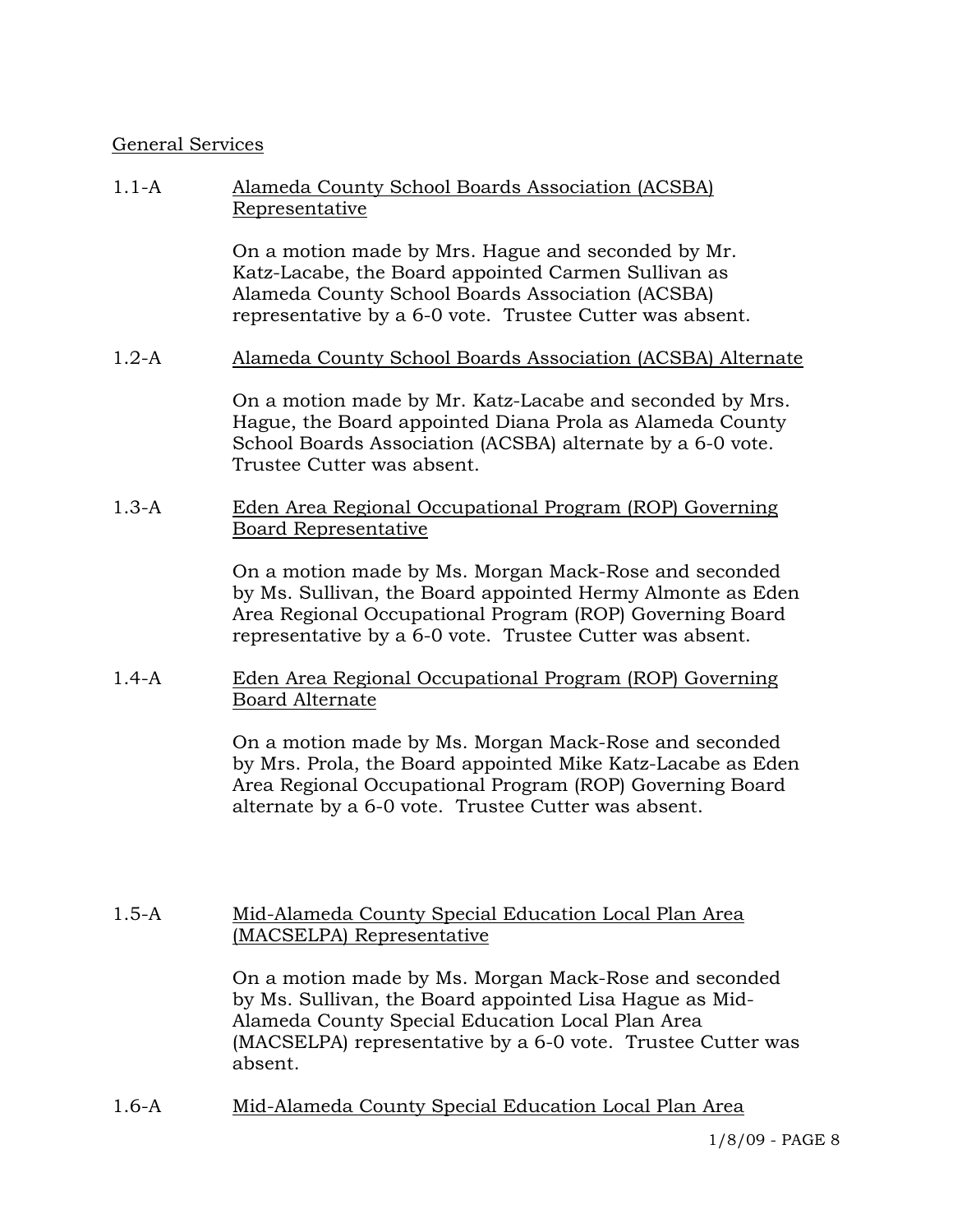General Services

1.1-A Alameda County School Boards Association (ACSBA) Representative

On a motion made by Mrs. Hague and seconded by Mr. Katz-Lacabe, the Board appointed Carmen Sullivan as Alameda County School Boards Association (ACSBA) representative by a 6-0 vote. Trustee Cutter was absent.

1.2-A Alameda County School Boards Association (ACSBA) Alternate

On a motion made by Mr. Katz-Lacabe and seconded by Mrs. Hague, the Board appointed Diana Prola as Alameda County School Boards Association (ACSBA) alternate by a 6-0 vote. Trustee Cutter was absent.

1.3-A Eden Area Regional Occupational Program (ROP) Governing Board Representative

On a motion made by Ms. Morgan Mack-Rose and seconded by Ms. Sullivan, the Board appointed Hermy Almonte as Eden Area Regional Occupational Program (ROP) Governing Board representative by a 6-0 vote. Trustee Cutter was absent.

1.4-A Eden Area Regional Occupational Program (ROP) Governing Board Alternate

On a motion made by Ms. Morgan Mack-Rose and seconded by Mrs. Prola, the Board appointed Mike Katz-Lacabe as Eden Area Regional Occupational Program (ROP) Governing Board alternate by a 6-0 vote. Trustee Cutter was absent.

1.5-A Mid-Alameda County Special Education Local Plan Area (MACSELPA) Representative

On a motion made by Ms. Morgan Mack-Rose and seconded by Ms. Sullivan, the Board appointed Lisa Hague as Mid-Alameda County Special Education Local Plan Area (MACSELPA) representative by a 6-0 vote. Trustee Cutter was absent.

1.6-A Mid-Alameda County Special Education Local Plan Area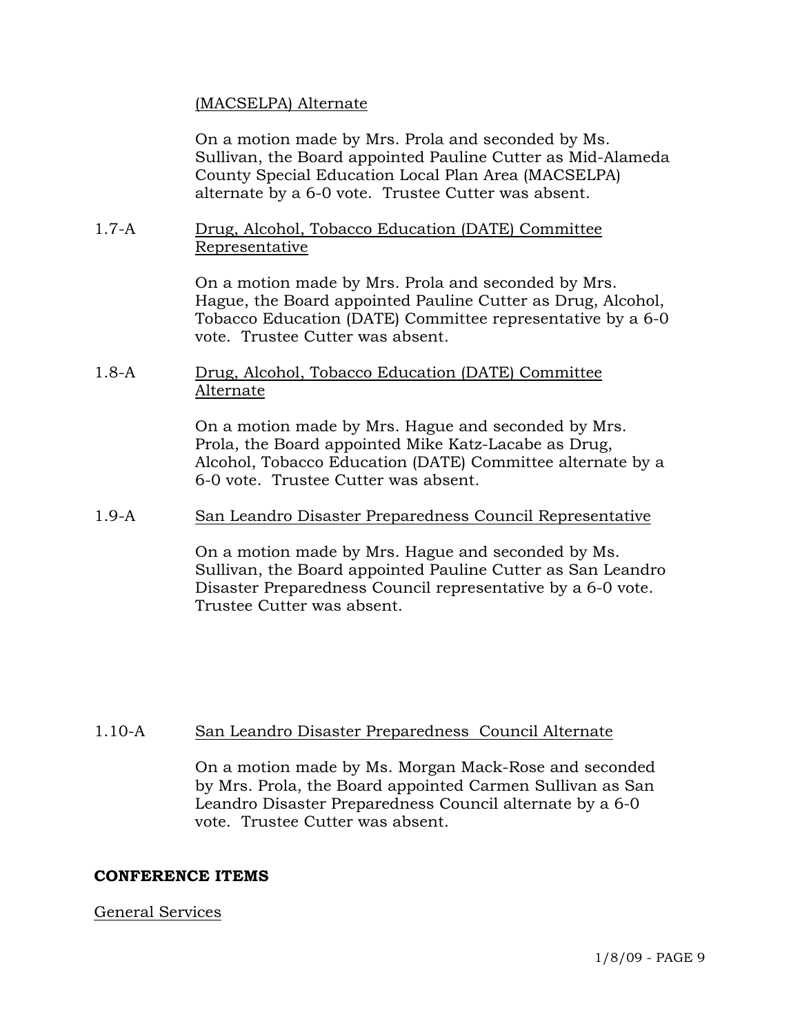(MACSELPA) Alternate

On a motion made by Mrs. Prola and seconded by Ms. Sullivan, the Board appointed Pauline Cutter as Mid-Alameda County Special Education Local Plan Area (MACSELPA) alternate by a 6-0 vote. Trustee Cutter was absent.

1.7-A Drug, Alcohol, Tobacco Education (DATE) Committee Representative

On a motion made by Mrs. Prola and seconded by Mrs. Hague, the Board appointed Pauline Cutter as Drug, Alcohol, Tobacco Education (DATE) Committee representative by a 6-0 vote. Trustee Cutter was absent.

1.8-A Drug, Alcohol, Tobacco Education (DATE) Committee Alternate

On a motion made by Mrs. Hague and seconded by Mrs. Prola, the Board appointed Mike Katz-Lacabe as Drug, Alcohol, Tobacco Education (DATE) Committee alternate by a 6-0 vote. Trustee Cutter was absent.

1.9-A San Leandro Disaster Preparedness Council Representative

On a motion made by Mrs. Hague and seconded by Ms. Sullivan, the Board appointed Pauline Cutter as San Leandro Disaster Preparedness Council representative by a 6-0 vote. Trustee Cutter was absent.

1.10-A San Leandro Disaster Preparedness Council Alternate

On a motion made by Ms. Morgan Mack-Rose and seconded by Mrs. Prola, the Board appointed Carmen Sullivan as San Leandro Disaster Preparedness Council alternate by a 6-0 vote. Trustee Cutter was absent.

**CONFERENCE ITEMS**

General Services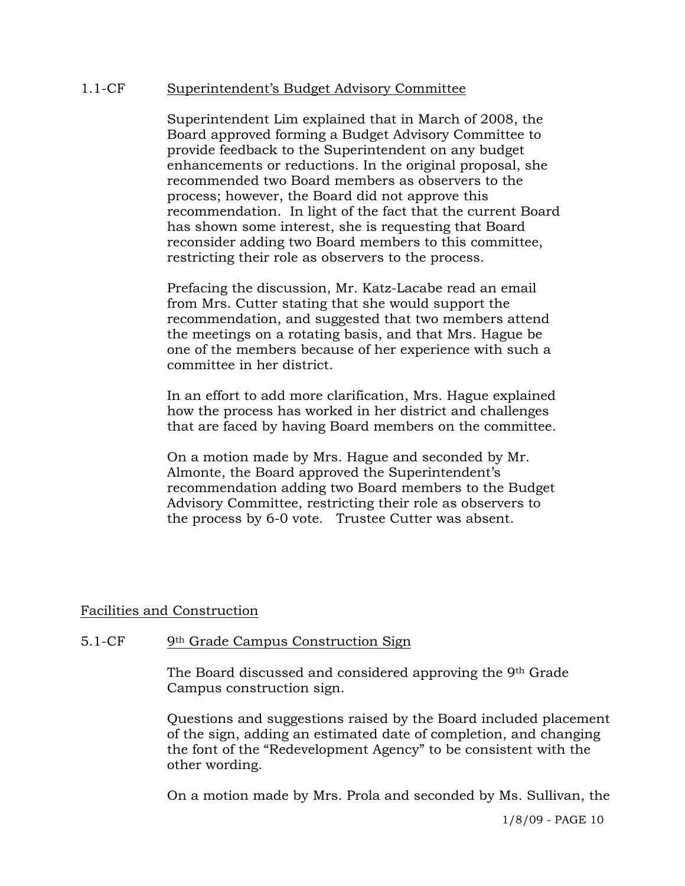1.1-CF Superintendent's Budget Advisory Committee

Superintendent Lim explained that in March of 2008, the Board approved forming a Budget Advisory Committee to provide feedback to the Superintendent on any budget enhancements or reductions. In the original proposal, she recommended two Board members as observers to the process; however, the Board did not approve this recommendation. In light of the fact that the current Board has shown some interest, she is requesting that Board reconsider adding two Board members to this committee, restricting their role as observers to the process.

Prefacing the discussion, Mr. Katz-Lacabe read an email from Mrs. Cutter stating that she would support the recommendation, and suggested that two members attend the meetings on a rotating basis, and that Mrs. Hague be one of the members because of her experience with such a committee in her district.

In an effort to add more clarification, Mrs. Hague explained how the process has worked in her district and challenges that are faced by having Board members on the committee.

On a motion made by Mrs. Hague and seconded by Mr. Almonte, the Board approved the Superintendent's recommendation adding two Board members to the Budget Advisory Committee, restricting their role as observers to the process by 6-0 vote. Trustee Cutter was absent.

Facilities and Construction

5.1-CF 9th Grade Campus Construction Sign

The Board discussed and considered approving the 9th Grade Campus construction sign.

Questions and suggestions raised by the Board included placement of the sign, adding an estimated date of completion, and changing the font of the "Redevelopment Agency" to be consistent with the other wording.

On a motion made by Mrs. Prola and seconded by Ms. Sullivan, the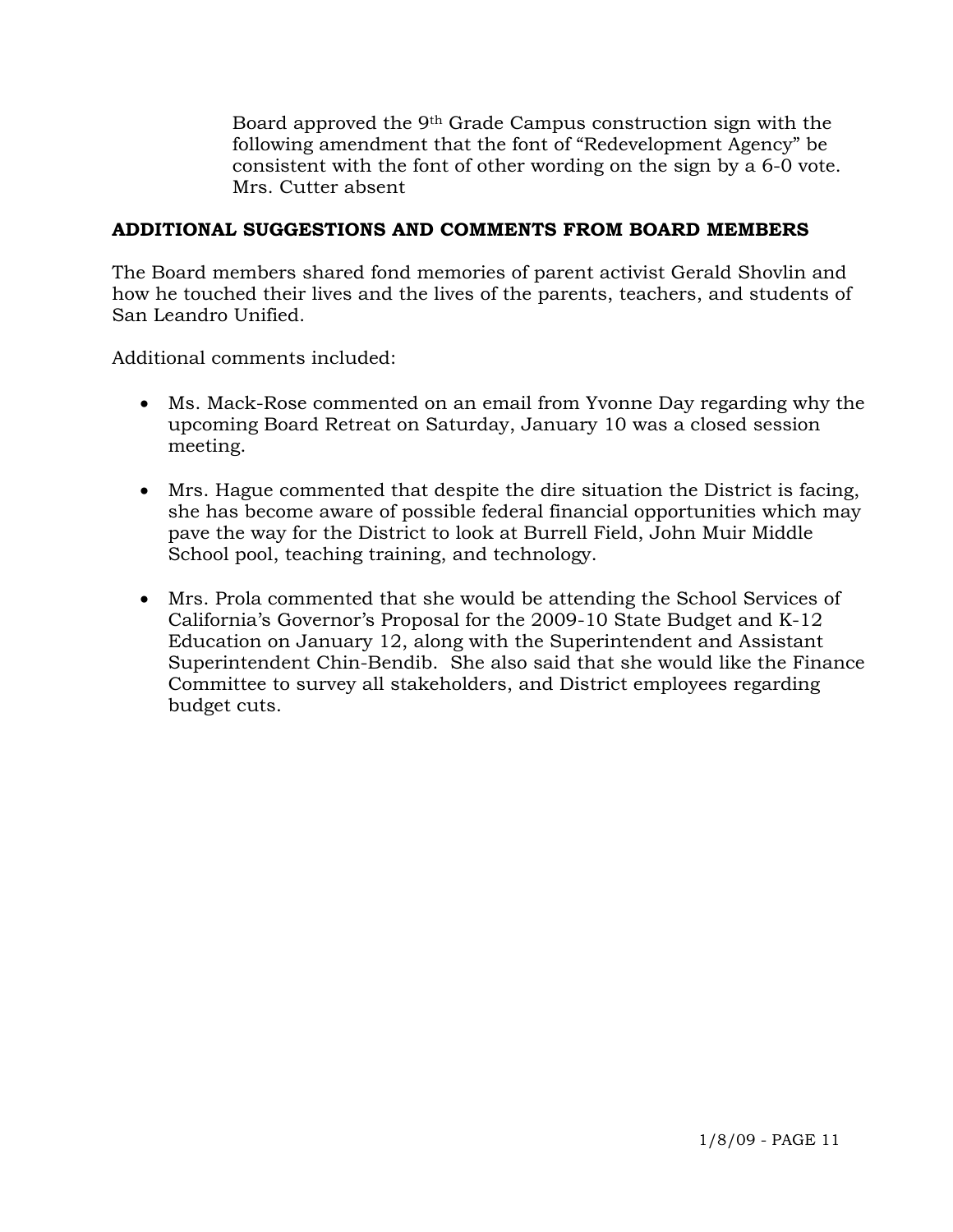Board approved the 9th Grade Campus construction sign with the following amendment that the font of "Redevelopment Agency" be consistent with the font of other wording on the sign by a 6-0 vote. Mrs. Cutter absent

**ADDITIONAL SUGGESTIONS AND COMMENTS FROM BOARD MEMBERS**

The Board members shared fond memories of parent activist Gerald Shovlin and how he touched their lives and the lives of the parents, teachers, and students of San Leandro Unified.

Additional comments included:

- Ms. Mack-Rose commented on an email from Yvonne Day regarding why the upcoming Board Retreat on Saturday, January 10 was a closed session meeting.
- Mrs. Hague commented that despite the dire situation the District is facing, she has become aware of possible federal financial opportunities which may pave the way for the District to look at Burrell Field, John Muir Middle School pool, teaching training, and technology.
- Mrs. Prola commented that she would be attending the School Services of California's Governor's Proposal for the 2009-10 State Budget and K-12 Education on January 12, along with the Superintendent and Assistant Superintendent Chin-Bendib. She also said that she would like the Finance Committee to survey all stakeholders, and District employees regarding budget cuts.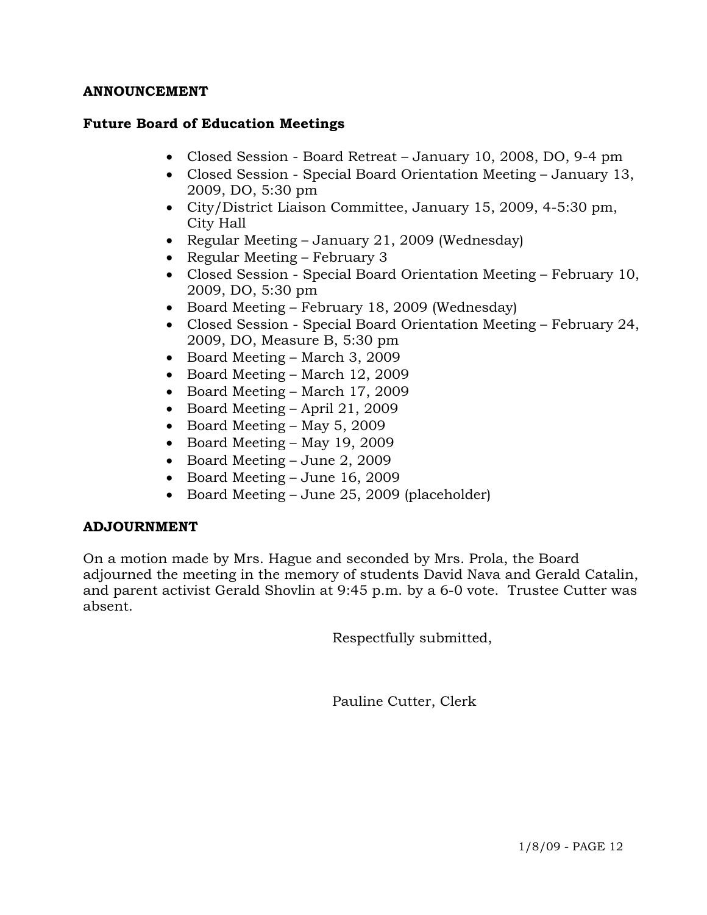**ANNOUNCEMENT**

**Future Board of Education Meetings**

- Closed Session - Board Retreat – January 10, 2008, DO, 9-4 pm
- Closed Session - Special Board Orientation Meeting – January 13, 2009, DO, 5:30 pm
- City/District Liaison Committee, January 15, 2009, 4-5:30 pm, City Hall
- Regular Meeting – January 21, 2009 (Wednesday)
- Regular Meeting – February 3
- Closed Session - Special Board Orientation Meeting – February 10, 2009, DO, 5:30 pm
- Board Meeting – February 18, 2009 (Wednesday)
- Closed Session - Special Board Orientation Meeting – February 24, 2009, DO, Measure B, 5:30 pm
- Board Meeting – March 3, 2009
- Board Meeting – March 12, 2009
- Board Meeting – March 17, 2009
- Board Meeting – April 21, 2009
- Board Meeting – May 5, 2009
- Board Meeting – May 19, 2009
- Board Meeting – June 2, 2009
- Board Meeting – June 16, 2009
- Board Meeting – June 25, 2009 (placeholder)

**ADJOURNMENT**

On a motion made by Mrs. Hague and seconded by Mrs. Prola, the Board adjourned the meeting in the memory of students David Nava and Gerald Catalin, and parent activist Gerald Shovlin at 9:45 p.m. by a 6-0 vote. Trustee Cutter was absent.

Respectfully submitted,

Pauline Cutter, Clerk